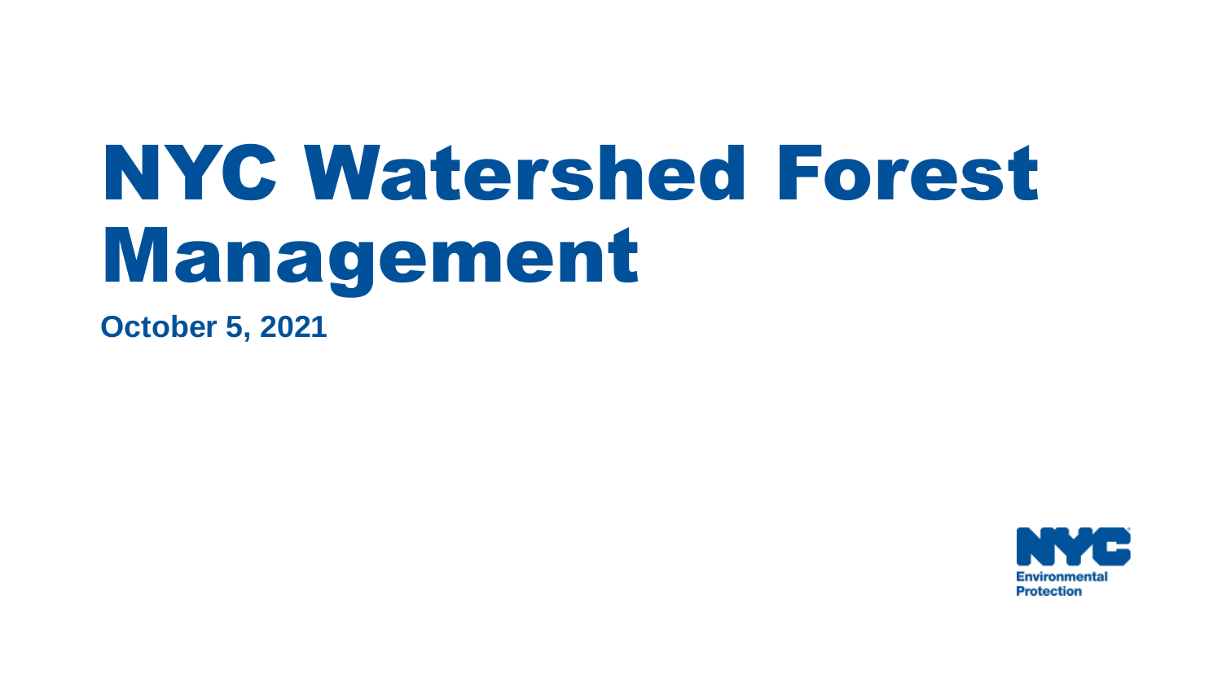# NYC Watershed Forest Management

**October 5, 2021**

NYC Environmental Protection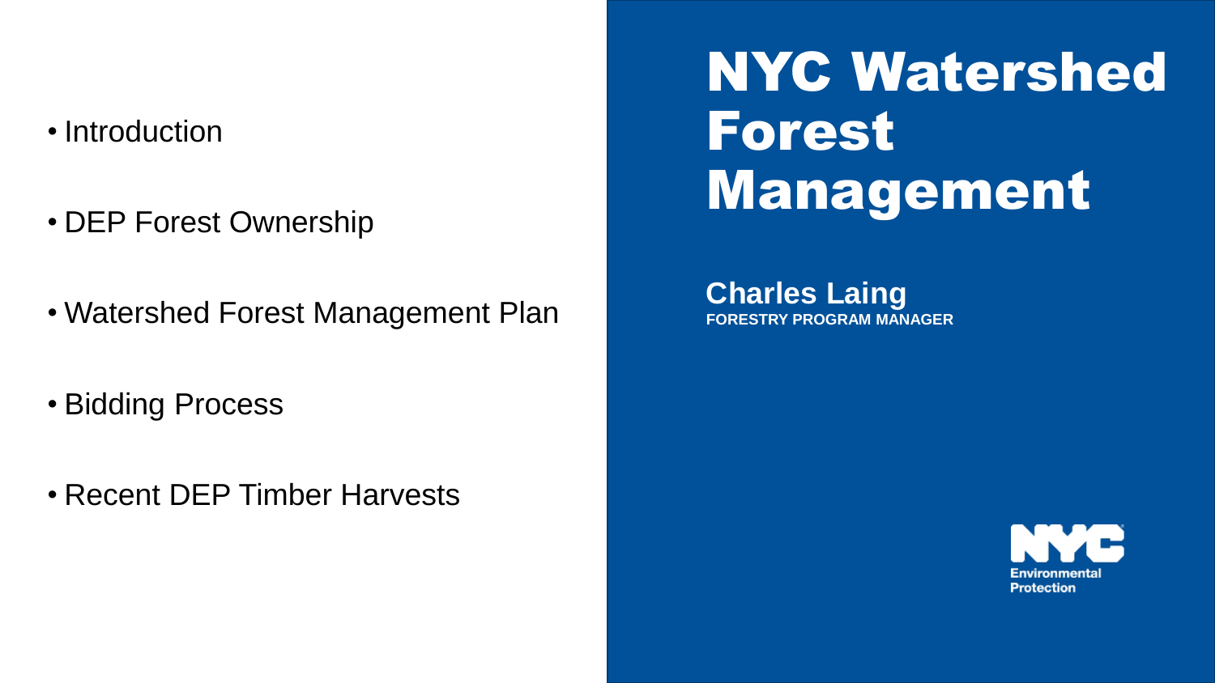# NYC Watershed Forest Management

**Charles Laing**
**FORESTRY PROGRAM MANAGER**

- Introduction
- DEP Forest Ownership
- Watershed Forest Management Plan
- Bidding Process
- Recent DEP Timber Harvests

NYC Environmental Protection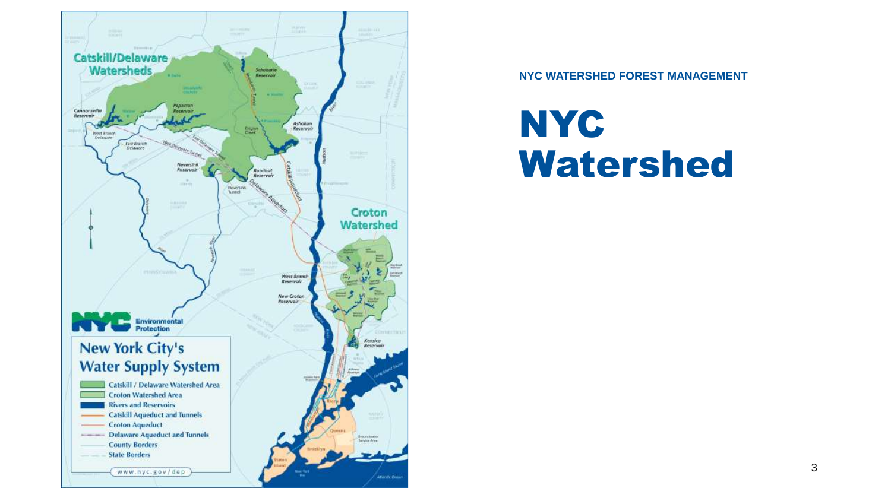NYC WATERSHED FOREST MANAGEMENT

# NYC Watershed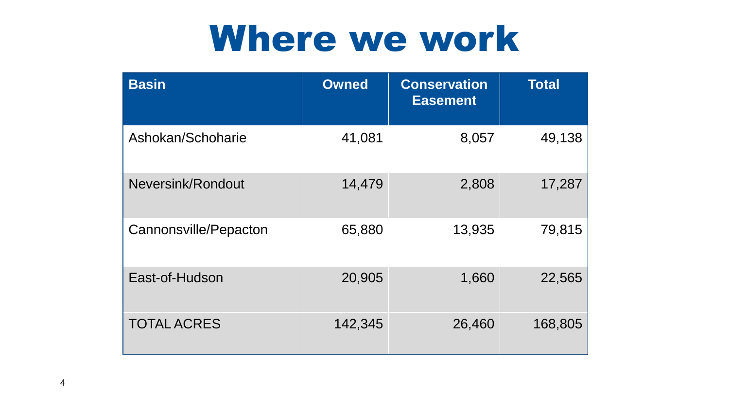# Where we work

| Basin | Owned | Conservation Easement | Total |
|---|---|---|---|
| Ashokan/Schoharie | 41,081 | 8,057 | 49,138 |
| Neversink/Rondout | 14,479 | 2,808 | 17,287 |
| Cannonsville/Pepacton | 65,880 | 13,935 | 79,815 |
| East-of-Hudson | 20,905 | 1,660 | 22,565 |
| TOTAL ACRES | 142,345 | 26,460 | 168,805 |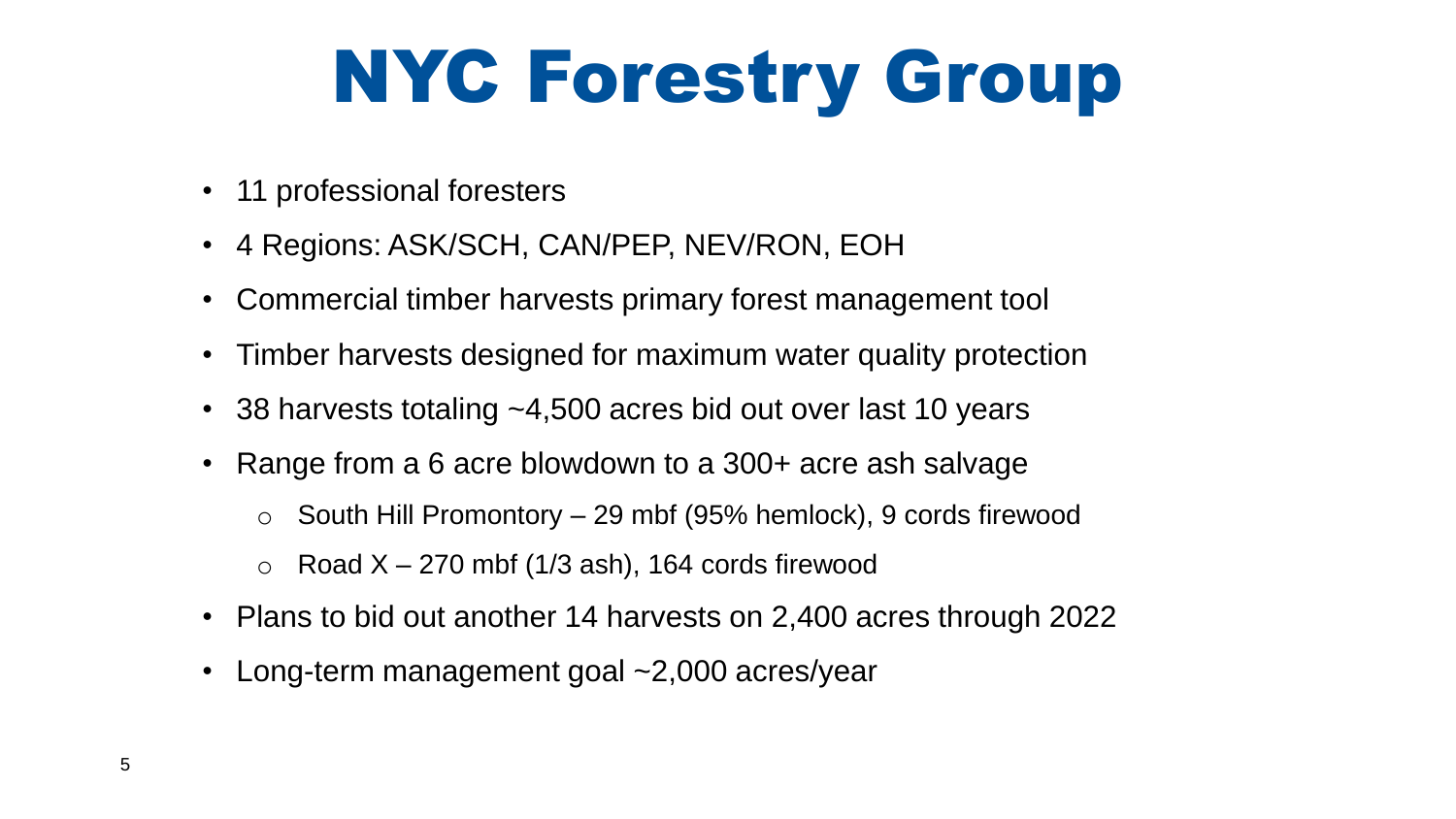# NYC Forestry Group

- 11 professional foresters
- 4 Regions: ASK/SCH, CAN/PEP, NEV/RON, EOH
- Commercial timber harvests primary forest management tool
- Timber harvests designed for maximum water quality protection
- 38 harvests totaling ~4,500 acres bid out over last 10 years
- Range from a 6 acre blowdown to a 300+ acre ash salvage
  - South Hill Promontory – 29 mbf (95% hemlock), 9 cords firewood
  - Road X – 270 mbf (1/3 ash), 164 cords firewood
- Plans to bid out another 14 harvests on 2,400 acres through 2022
- Long-term management goal ~2,000 acres/year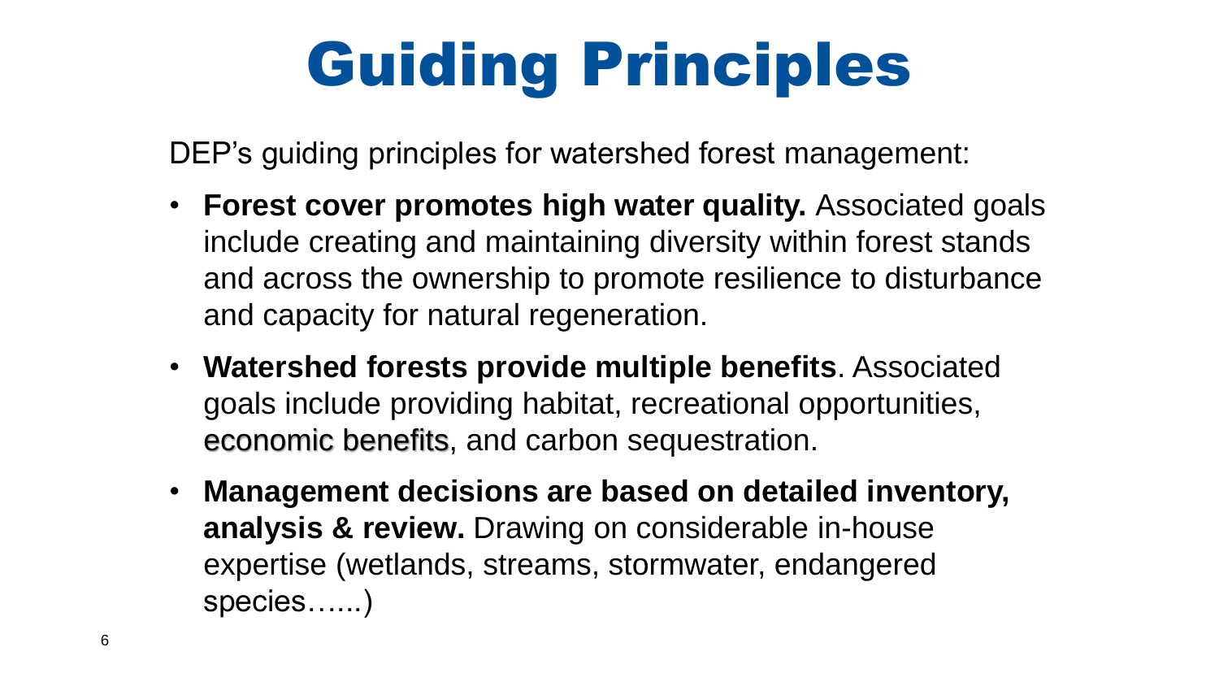# Guiding Principles

DEP's guiding principles for watershed forest management:

- **Forest cover promotes high water quality.** Associated goals include creating and maintaining diversity within forest stands and across the ownership to promote resilience to disturbance and capacity for natural regeneration.
- **Watershed forests provide multiple benefits**. Associated goals include providing habitat, recreational opportunities, economic benefits, and carbon sequestration.
- **Management decisions are based on detailed inventory, analysis & review.** Drawing on considerable in-house expertise (wetlands, streams, stormwater, endangered species…...)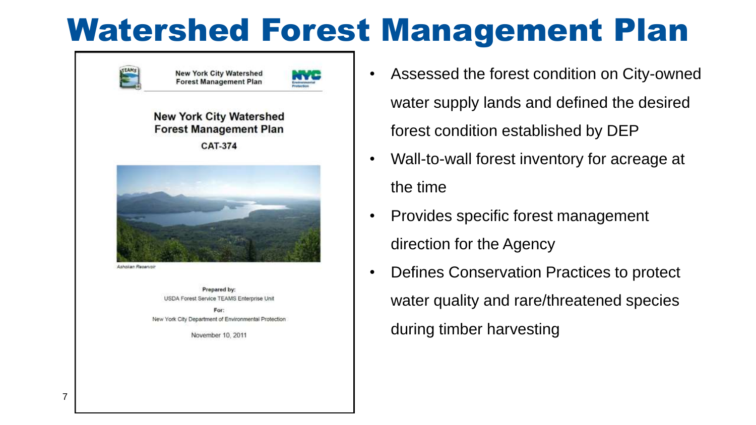# Watershed Forest Management Plan

New York City Watershed Forest Management Plan

## New York City Watershed Forest Management Plan

**CAT-374**

*Ashokan Reservoir*

**Prepared by:**
USDA Forest Service TEAMS Enterprise Unit

**For:**
New York City Department of Environmental Protection

November 10, 2011

- Assessed the forest condition on City-owned water supply lands and defined the desired forest condition established by DEP
- Wall-to-wall forest inventory for acreage at the time
- Provides specific forest management direction for the Agency
- Defines Conservation Practices to protect water quality and rare/threatened species during timber harvesting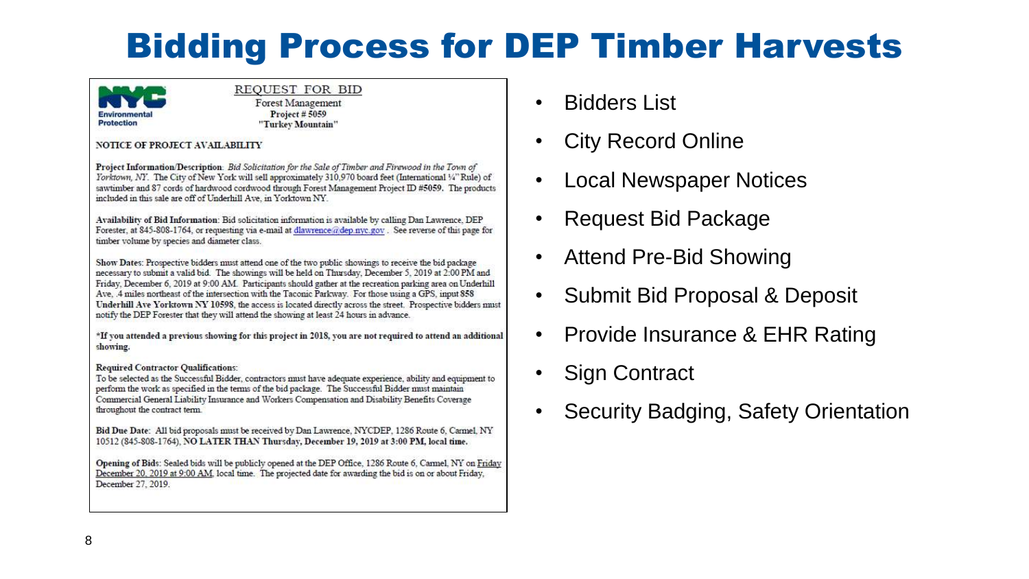# Bidding Process for DEP Timber Harvests

NYC Environmental Protection

REQUEST FOR BID
Forest Management
Project # 5059
"Turkey Mountain"

NOTICE OF PROJECT AVAILABILITY

**Project Information/Description**: *Bid Solicitation for the Sale of Timber and Firewood in the Town of Yorktown, NY.* The City of New York will sell approximately 310,970 board feet (International ¼" Rule) of sawtimber and 87 cords of hardwood cordwood through Forest Management Project ID #5059. The products included in this sale are off of Underhill Ave, in Yorktown NY.

**Availability of Bid Information**: Bid solicitation information is available by calling Dan Lawrence, DEP Forester, at 845-808-1764, or requesting via e-mail at dlawrence@dep.nyc.gov . See reverse of this page for timber volume by species and diameter class.

Show Dates: Prospective bidders must attend one of the two public showings to receive the bid package necessary to submit a valid bid. The showings will be held on Thursday, December 5, 2019 at 2:00 PM and Friday, December 6, 2019 at 9:00 AM. Participants should gather at the recreation parking area on Underhill Ave, .4 miles northeast of the intersection with the Taconic Parkway. For those using a GPS, input **858 Underhill Ave Yorktown NY 10598**, the access is located directly across the street. Prospective bidders must notify the DEP Forester that they will attend the showing at least 24 hours in advance.

**\*If you attended a previous showing for this project in 2018, you are not required to attend an additional showing.**

**Required Contractor Qualifications**:
To be selected as the Successful Bidder, contractors must have adequate experience, ability and equipment to perform the work as specified in the terms of the bid package. The Successful Bidder must maintain Commercial General Liability Insurance and Workers Compensation and Disability Benefits Coverage throughout the contract term.

**Bid Due Date**: All bid proposals must be received by Dan Lawrence, NYCDEP, 1286 Route 6, Carmel, NY 10512 (845-808-1764), **NO LATER THAN Thursday, December 19, 2019 at 3:00 PM, local time.**

**Opening of Bids**: Sealed bids will be publicly opened at the DEP Office, 1286 Route 6, Carmel, NY on Friday December 20, 2019 at 9:00 AM, local time. The projected date for awarding the bid is on or about Friday, December 27, 2019.

- Bidders List
- City Record Online
- Local Newspaper Notices
- Request Bid Package
- Attend Pre-Bid Showing
- Submit Bid Proposal & Deposit
- Provide Insurance & EHR Rating
- Sign Contract
- Security Badging, Safety Orientation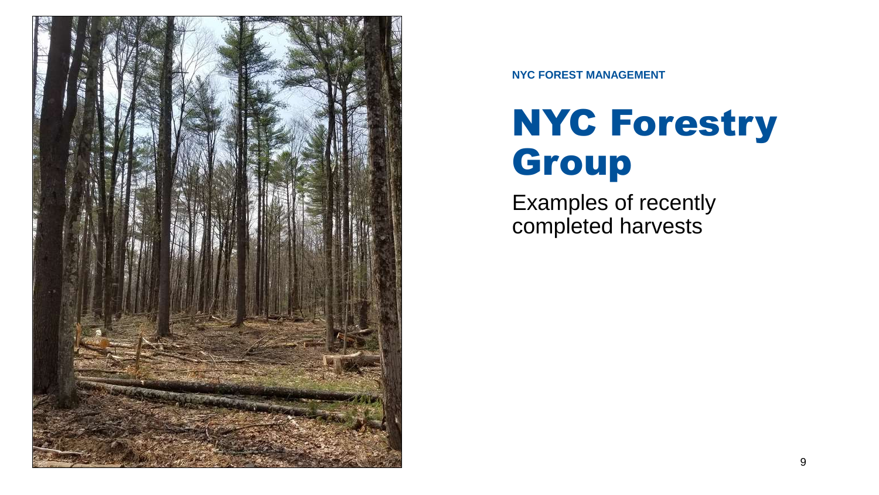NYC FOREST MANAGEMENT

# NYC Forestry Group

Examples of recently completed harvests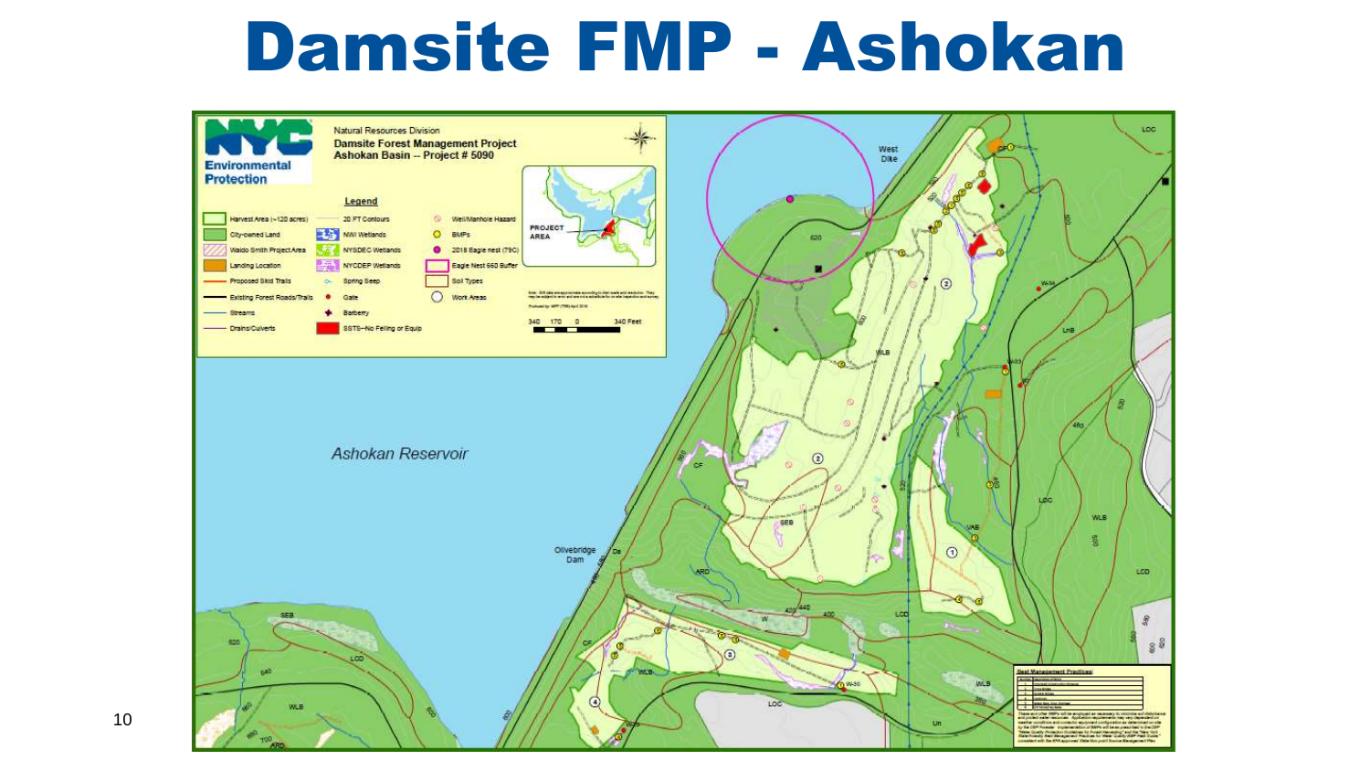# Damsite FMP - Ashokan

Natural Resources Division

**Damsite Forest Management Project**
**Ashokan Basin -- Project # 5090**

**Legend**

- Harvest Area (~120 acres)
- City-owned Land
- Waldo Smith Project Area
- Landing Location
- Proposed Skid Trails
- Existing Forest Roads/Trails
- Streams
- Drains/Culverts
- 20 FT Contours
- NWI Wetlands
- NYSDEC Wetlands
- NYCDEP Wetlands
- Spring Seep
- Gate
- Barberry
- SSTS--No Felling or Equip
- Well/Manhole Hazard
- BMPs
- 2018 Eagle nest (79C)
- Eagle Nest 660 Buffer
- Soil Types
- Work Areas

PROJECT AREA

340 170 0 340 Feet

Ashokan Reservoir

West Dike

Olivebridge Dam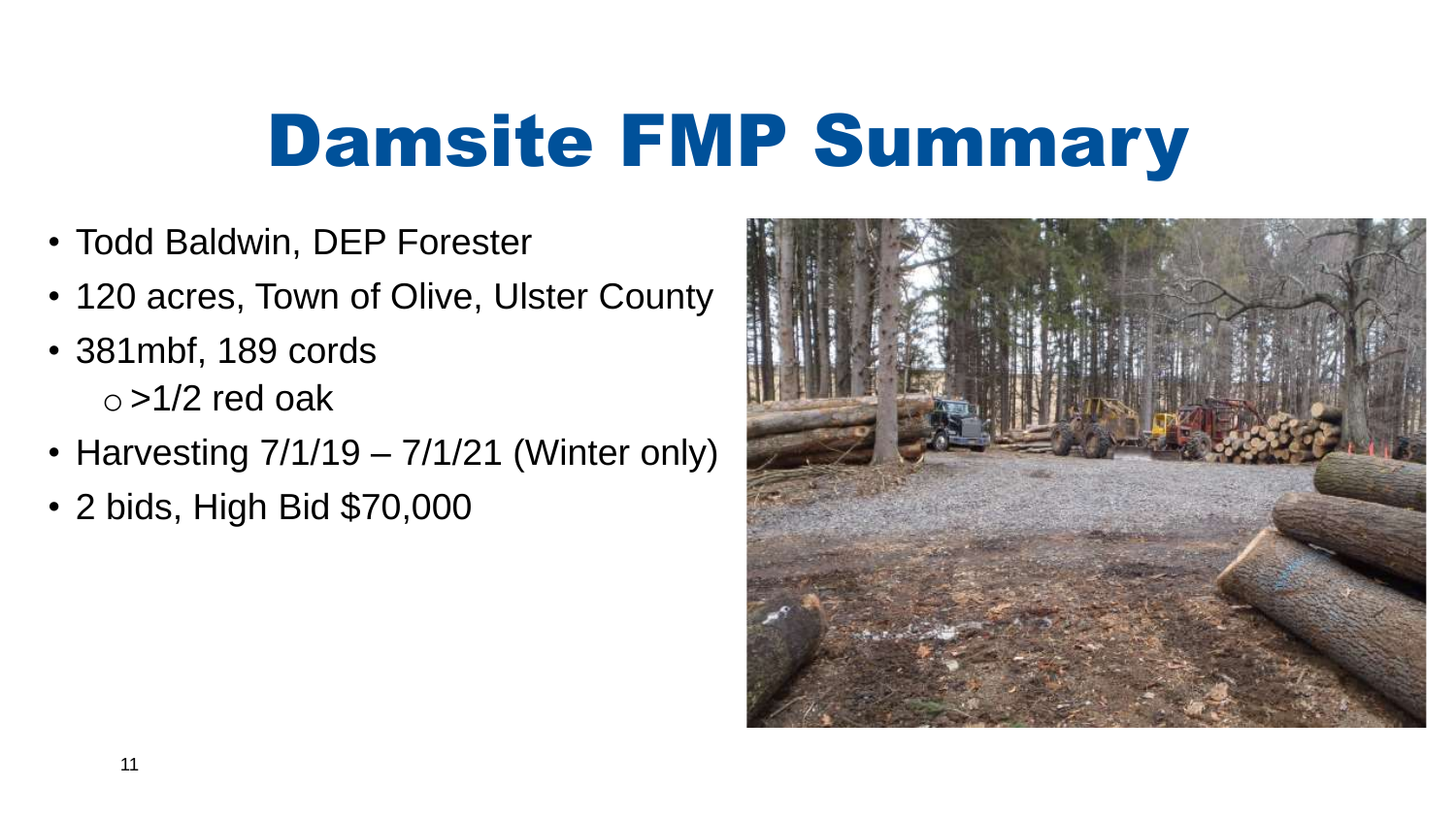# Damsite FMP Summary

- Todd Baldwin, DEP Forester
- 120 acres, Town of Olive, Ulster County
- 381mbf, 189 cords
  - >1/2 red oak
- Harvesting 7/1/19 – 7/1/21 (Winter only)
- 2 bids, High Bid $70,000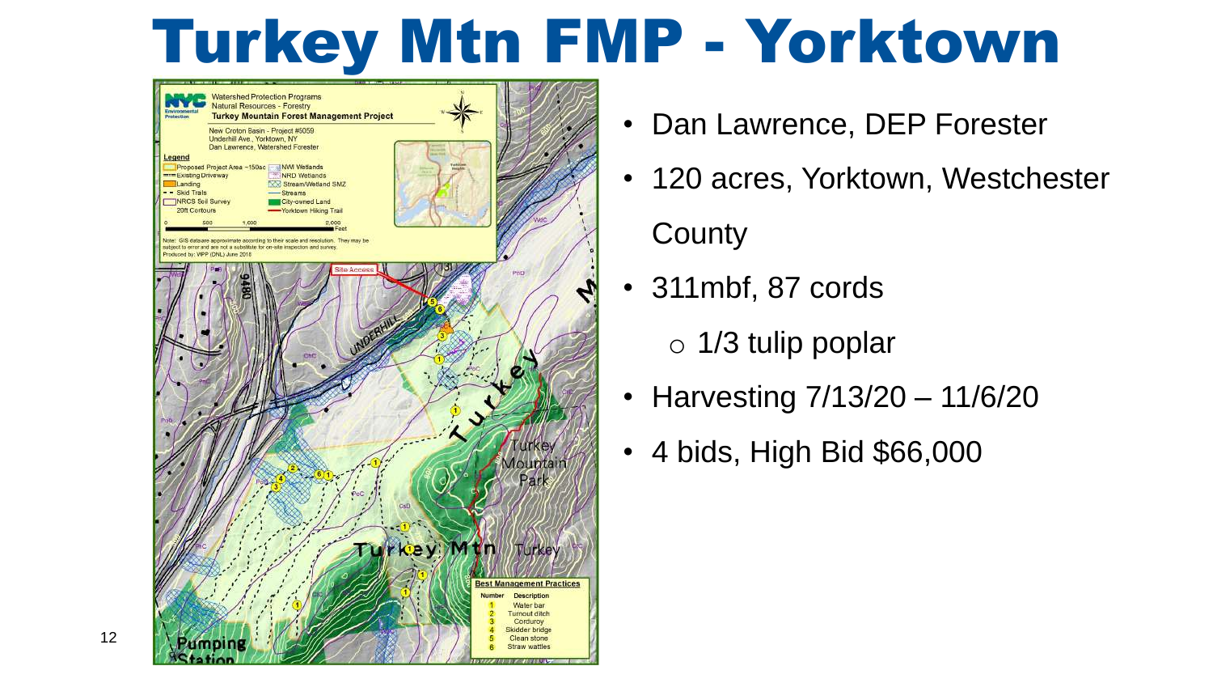# Turkey Mtn FMP - Yorktown

- Dan Lawrence, DEP Forester
- 120 acres, Yorktown, Westchester County
- 311mbf, 87 cords
  - 1/3 tulip poplar
- Harvesting 7/13/20 – 11/6/20
- 4 bids, High Bid $66,000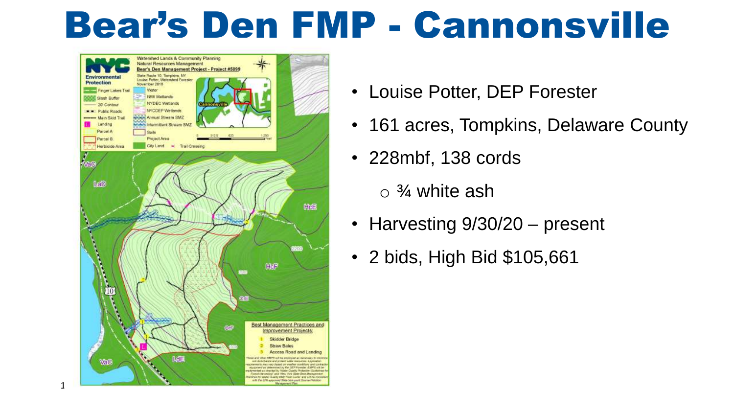# Bear's Den FMP - Cannonsville

- Louise Potter, DEP Forester
- 161 acres, Tompkins, Delaware County
- 228mbf, 138 cords
  - ¾ white ash
- Harvesting 9/30/20 – present
- 2 bids, High Bid $105,661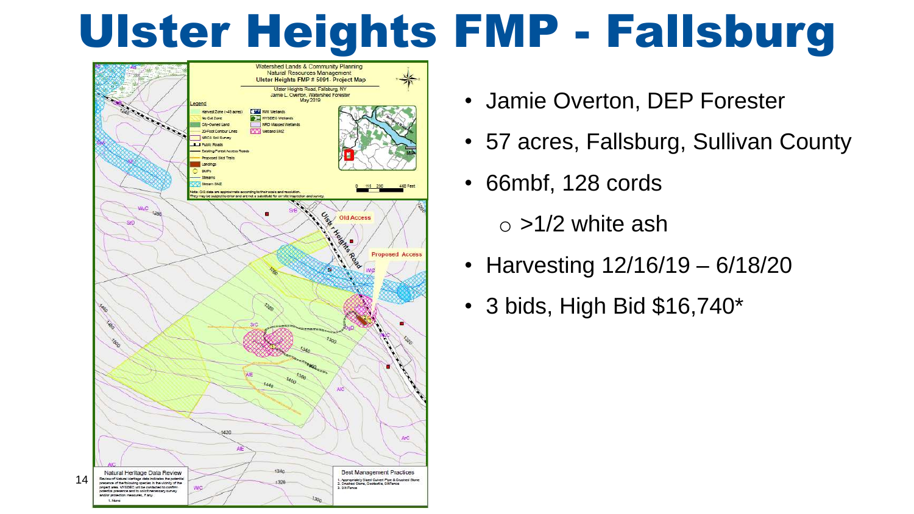# Ulster Heights FMP - Fallsburg

- Jamie Overton, DEP Forester
- 57 acres, Fallsburg, Sullivan County
- 66mbf, 128 cords
  - >1/2 white ash
- Harvesting 12/16/19 – 6/18/20
- 3 bids, High Bid $16,740*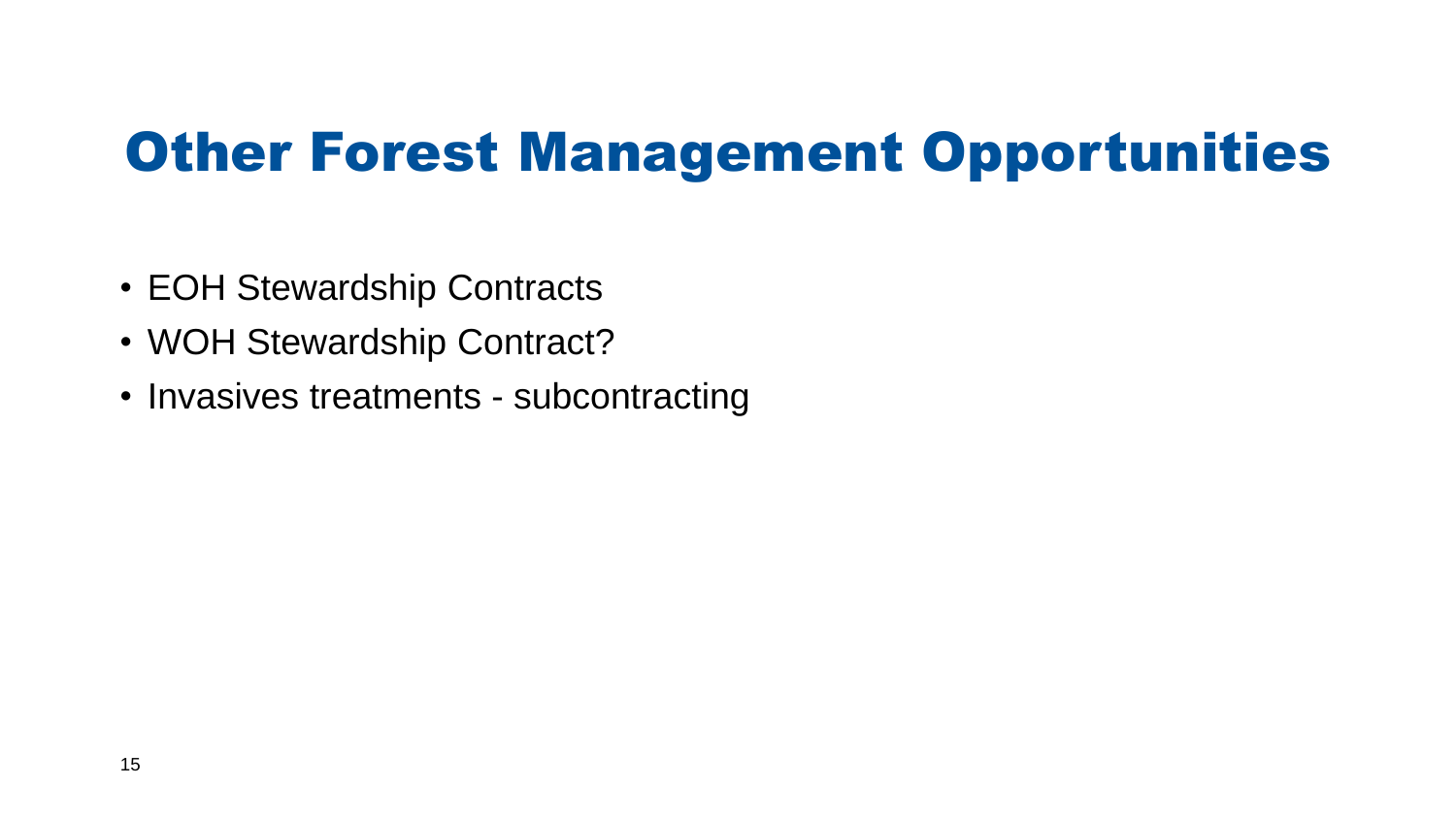# Other Forest Management Opportunities

- EOH Stewardship Contracts
- WOH Stewardship Contract?
- Invasives treatments - subcontracting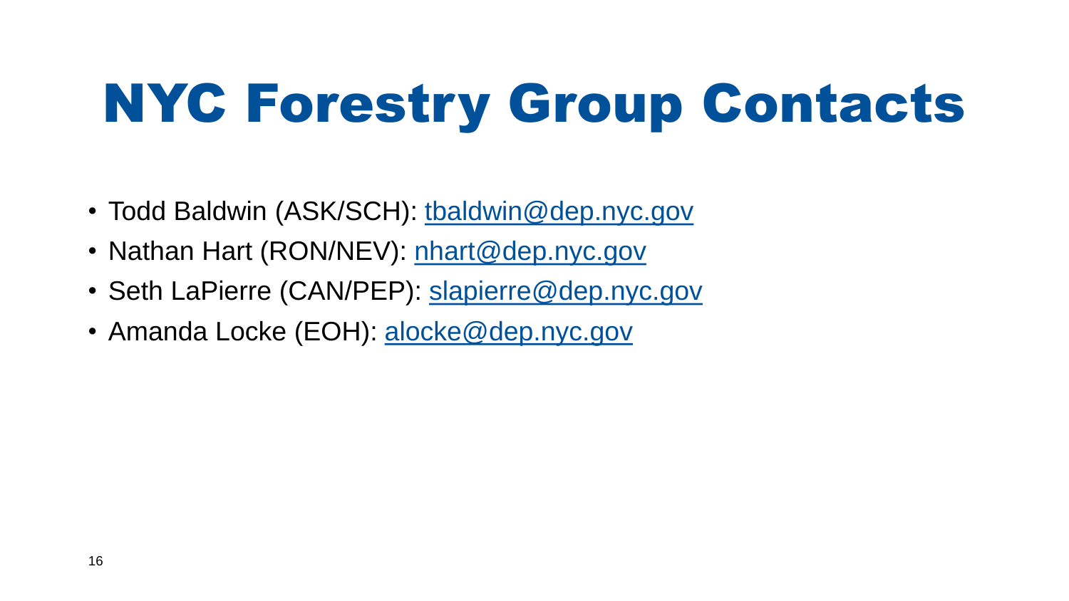# NYC Forestry Group Contacts

- Todd Baldwin (ASK/SCH): tbaldwin@dep.nyc.gov
- Nathan Hart (RON/NEV): nhart@dep.nyc.gov
- Seth LaPierre (CAN/PEP): slapierre@dep.nyc.gov
- Amanda Locke (EOH): alocke@dep.nyc.gov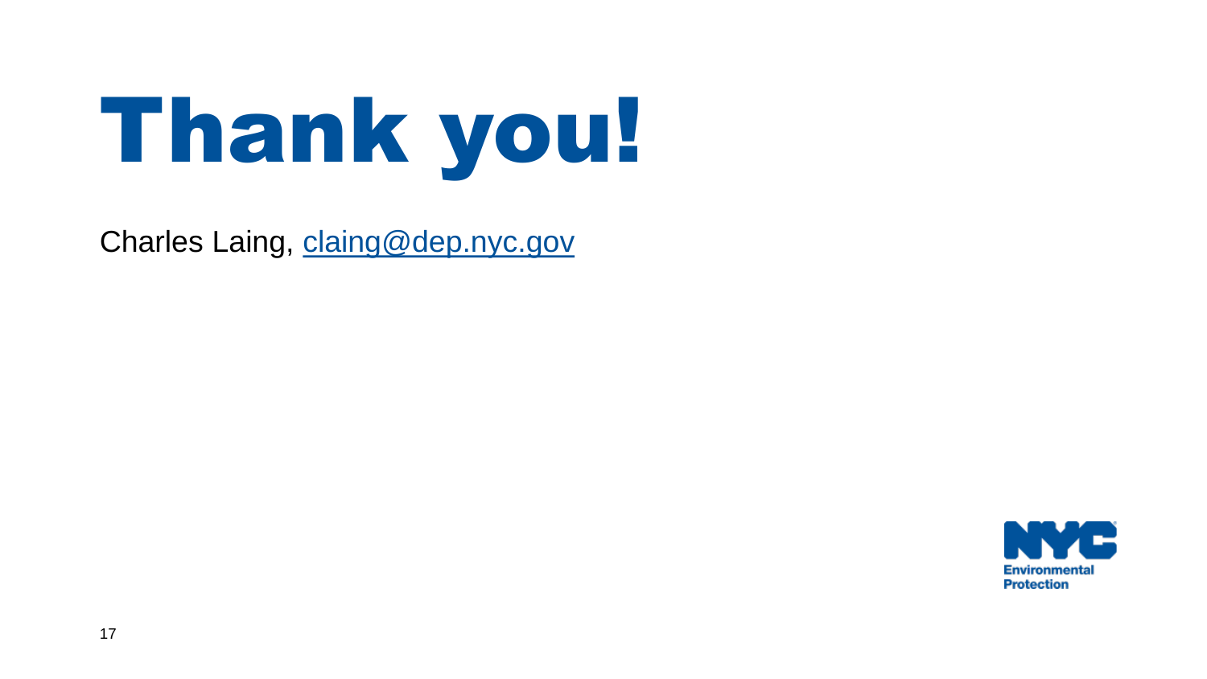# Thank you!

Charles Laing, [claing@dep.nyc.gov](mailto:claing@dep.nyc.gov)

NYC Environmental Protection